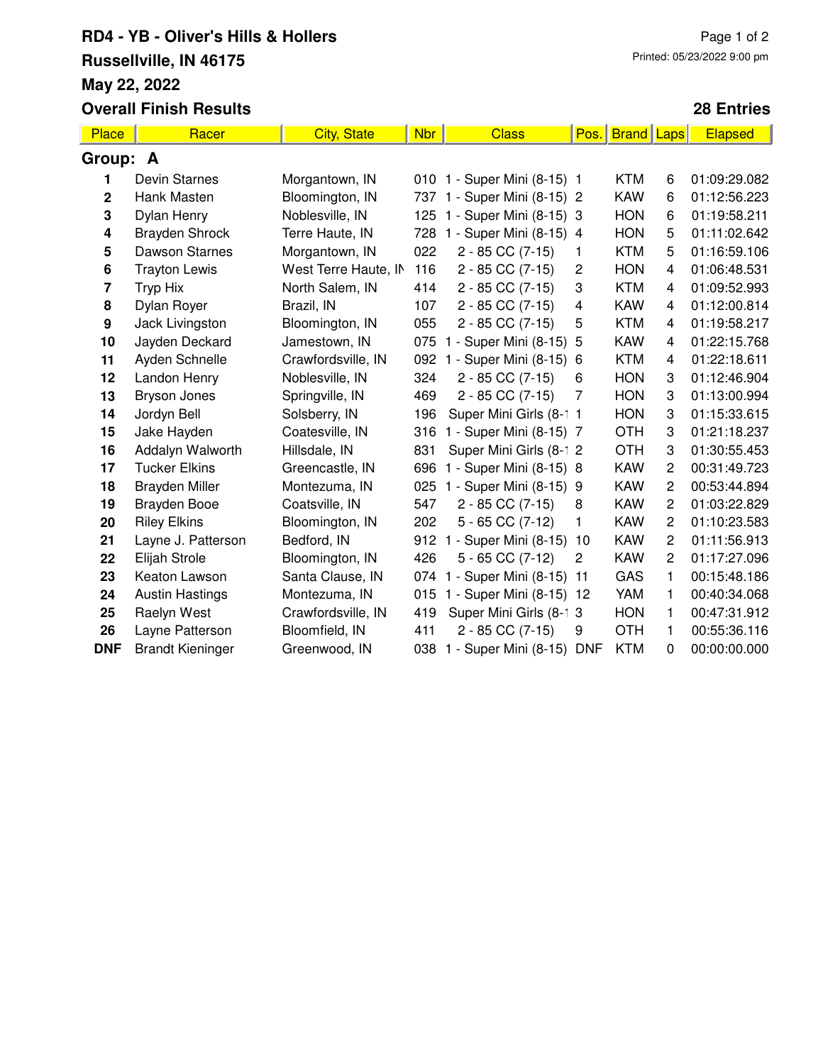# RD4 - YB - Oliver's Hills & Hollers

**Russellville, IN 46175**

**May 22, 2022**

Printed: 05/23/2022 9:00 pm

## Overall Finish Results

**28 Entries**

### Group: A

| Place | Racer | City, State | Nbr | Class | Pos. | Brand | Laps | Elapsed |
|---|---|---|---|---|---|---|---|---|
| **1** | Devin Starnes | Morgantown, IN | 010 | 1 - Super Mini (8-15) | 1 | KTM | 6 | 01:09:29.082 |
| **2** | Hank Masten | Bloomington, IN | 737 | 1 - Super Mini (8-15) | 2 | KAW | 6 | 01:12:56.223 |
| **3** | Dylan Henry | Noblesville, IN | 125 | 1 - Super Mini (8-15) | 3 | HON | 6 | 01:19:58.211 |
| **4** | Brayden Shrock | Terre Haute, IN | 728 | 1 - Super Mini (8-15) | 4 | HON | 5 | 01:11:02.642 |
| **5** | Dawson Starnes | Morgantown, IN | 022 | 2 - 85 CC (7-15) | 1 | KTM | 5 | 01:16:59.106 |
| **6** | Trayton Lewis | West Terre Haute, IN | 116 | 2 - 85 CC (7-15) | 2 | HON | 4 | 01:06:48.531 |
| **7** | Tryp Hix | North Salem, IN | 414 | 2 - 85 CC (7-15) | 3 | KTM | 4 | 01:09:52.993 |
| **8** | Dylan Royer | Brazil, IN | 107 | 2 - 85 CC (7-15) | 4 | KAW | 4 | 01:12:00.814 |
| **9** | Jack Livingston | Bloomington, IN | 055 | 2 - 85 CC (7-15) | 5 | KTM | 4 | 01:19:58.217 |
| **10** | Jayden Deckard | Jamestown, IN | 075 | 1 - Super Mini (8-15) | 5 | KAW | 4 | 01:22:15.768 |
| **11** | Ayden Schnelle | Crawfordsville, IN | 092 | 1 - Super Mini (8-15) | 6 | KTM | 4 | 01:22:18.611 |
| **12** | Landon Henry | Noblesville, IN | 324 | 2 - 85 CC (7-15) | 6 | HON | 3 | 01:12:46.904 |
| **13** | Bryson Jones | Springville, IN | 469 | 2 - 85 CC (7-15) | 7 | HON | 3 | 01:13:00.994 |
| **14** | Jordyn Bell | Solsberry, IN | 196 | Super Mini Girls (8-1 | 1 | HON | 3 | 01:15:33.615 |
| **15** | Jake Hayden | Coatesville, IN | 316 | 1 - Super Mini (8-15) | 7 | OTH | 3 | 01:21:18.237 |
| **16** | Addalyn Walworth | Hillsdale, IN | 831 | Super Mini Girls (8-1 | 2 | OTH | 3 | 01:30:55.453 |
| **17** | Tucker Elkins | Greencastle, IN | 696 | 1 - Super Mini (8-15) | 8 | KAW | 2 | 00:31:49.723 |
| **18** | Brayden Miller | Montezuma, IN | 025 | 1 - Super Mini (8-15) | 9 | KAW | 2 | 00:53:44.894 |
| **19** | Brayden Booe | Coatsville, IN | 547 | 2 - 85 CC (7-15) | 8 | KAW | 2 | 01:03:22.829 |
| **20** | Riley Elkins | Bloomington, IN | 202 | 5 - 65 CC (7-12) | 1 | KAW | 2 | 01:10:23.583 |
| **21** | Layne J. Patterson | Bedford, IN | 912 | 1 - Super Mini (8-15) | 10 | KAW | 2 | 01:11:56.913 |
| **22** | Elijah Strole | Bloomington, IN | 426 | 5 - 65 CC (7-12) | 2 | KAW | 2 | 01:17:27.096 |
| **23** | Keaton Lawson | Santa Clause, IN | 074 | 1 - Super Mini (8-15) | 11 | GAS | 1 | 00:15:48.186 |
| **24** | Austin Hastings | Montezuma, IN | 015 | 1 - Super Mini (8-15) | 12 | YAM | 1 | 00:40:34.068 |
| **25** | Raelyn West | Crawfordsville, IN | 419 | Super Mini Girls (8-1 | 3 | HON | 1 | 00:47:31.912 |
| **26** | Layne Patterson | Bloomfield, IN | 411 | 2 - 85 CC (7-15) | 9 | OTH | 1 | 00:55:36.116 |
| **DNF** | Brandt Kieninger | Greenwood, IN | 038 | 1 - Super Mini (8-15) | DNF | KTM | 0 | 00:00:00.000 |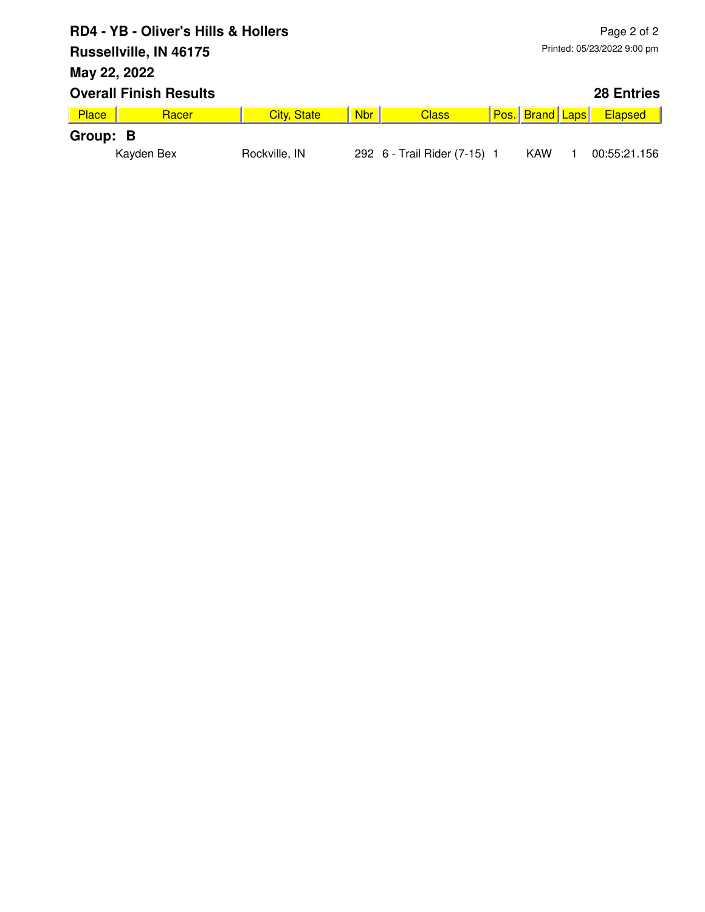# RD4 - YB - Oliver's Hills & Hollers

**Russellville, IN 46175**

**May 22, 2022**

**Overall Finish Results** **28 Entries**

| Place | Racer | City, State | Nbr | Class | Pos. | Brand | Laps | Elapsed |
|---|---|---|---|---|---|---|---|---|
| **Group: B** | | | | | | | | |
| | Kayden Bex | Rockville, IN | 292 | 6 - Trail Rider (7-15) | 1 | KAW | 1 | 00:55:21.156 |